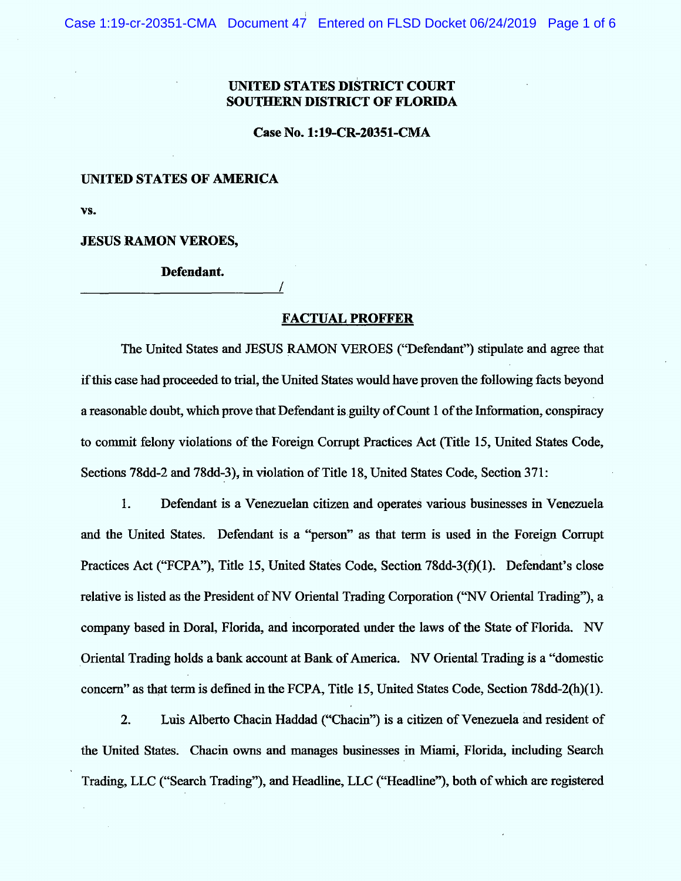**UNITED STATES DISTRICT COURT**
**SOUTHERN DISTRICT OF FLORIDA**

**Case No. 1:19-CR-20351-CMA**

**UNITED STATES OF AMERICA**

**vs.**

**JESUS RAMON VEROES,**

**Defendant.**
_______________________________/

## FACTUAL PROFFER

The United States and JESUS RAMON VEROES ("Defendant") stipulate and agree that if this case had proceeded to trial, the United States would have proven the following facts beyond a reasonable doubt, which prove that Defendant is guilty of Count 1 of the Information, conspiracy to commit felony violations of the Foreign Corrupt Practices Act (Title 15, United States Code, Sections 78dd-2 and 78dd-3), in violation of Title 18, United States Code, Section 371:

1. Defendant is a Venezuelan citizen and operates various businesses in Venezuela and the United States. Defendant is a "person" as that term is used in the Foreign Corrupt Practices Act ("FCPA"), Title 15, United States Code, Section 78dd-3(f)(1). Defendant's close relative is listed as the President of NV Oriental Trading Corporation ("NV Oriental Trading"), a company based in Doral, Florida, and incorporated under the laws of the State of Florida. NV Oriental Trading holds a bank account at Bank of America. NV Oriental Trading is a "domestic concern" as that term is defined in the FCPA, Title 15, United States Code, Section 78dd-2(h)(1).

2. Luis Alberto Chacin Haddad ("Chacin") is a citizen of Venezuela and resident of the United States. Chacin owns and manages businesses in Miami, Florida, including Search Trading, LLC ("Search Trading"), and Headline, LLC ("Headline"), both of which are registered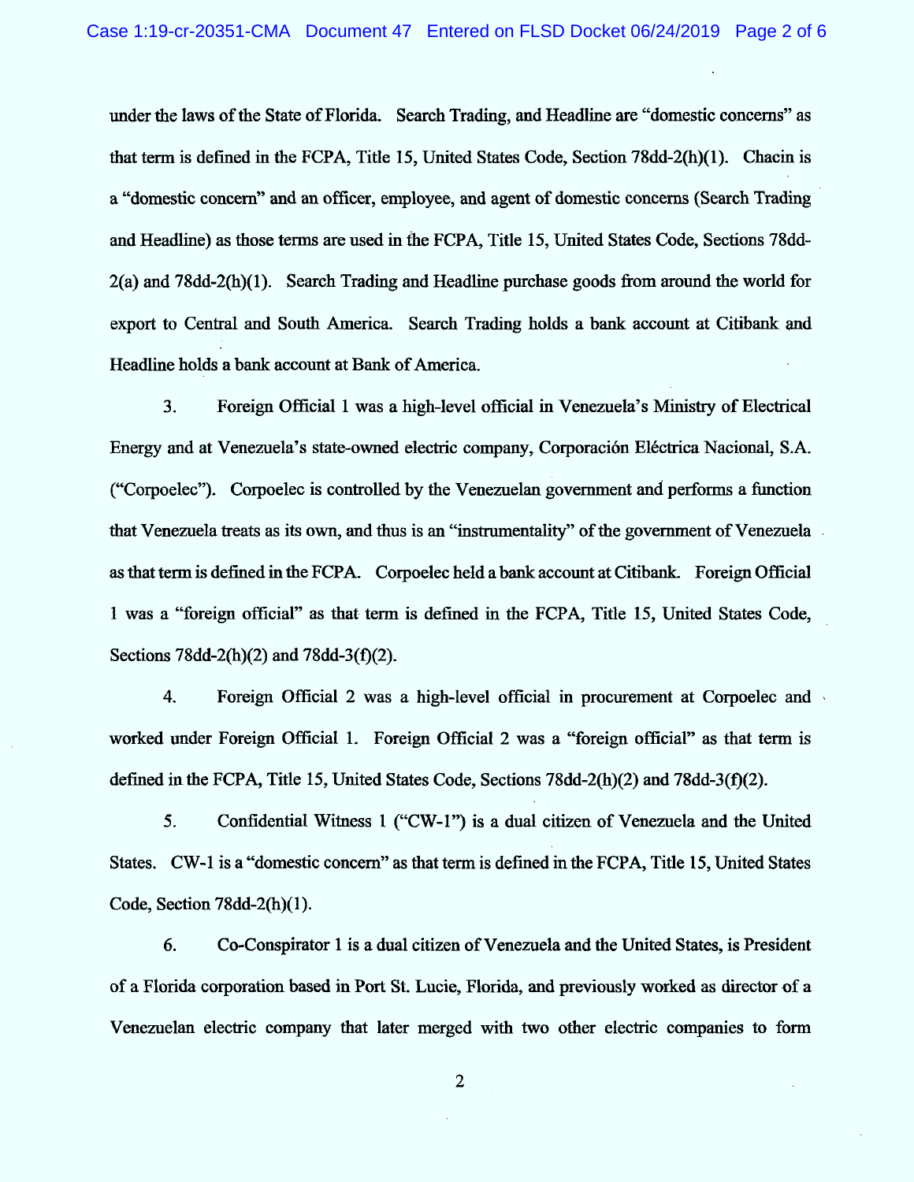under the laws of the State of Florida. Search Trading, and Headline are "domestic concerns" as that term is defined in the FCPA, Title 15, United States Code, Section 78dd-2(h)(1). Chacin is a "domestic concern" and an officer, employee, and agent of domestic concerns (Search Trading and Headline) as those terms are used in the FCPA, Title 15, United States Code, Sections 78dd-2(a) and 78dd-2(h)(1). Search Trading and Headline purchase goods from around the world for export to Central and South America. Search Trading holds a bank account at Citibank and Headline holds a bank account at Bank of America.

3. Foreign Official 1 was a high-level official in Venezuela's Ministry of Electrical Energy and at Venezuela's state-owned electric company, Corporación Eléctrica Nacional, S.A. ("Corpoelec"). Corpoelec is controlled by the Venezuelan government and performs a function that Venezuela treats as its own, and thus is an "instrumentality" of the government of Venezuela as that term is defined in the FCPA. Corpoelec held a bank account at Citibank. Foreign Official 1 was a "foreign official" as that term is defined in the FCPA, Title 15, United States Code, Sections 78dd-2(h)(2) and 78dd-3(f)(2).

4. Foreign Official 2 was a high-level official in procurement at Corpoelec and worked under Foreign Official 1. Foreign Official 2 was a "foreign official" as that term is defined in the FCPA, Title 15, United States Code, Sections 78dd-2(h)(2) and 78dd-3(f)(2).

5. Confidential Witness 1 ("CW-1") is a dual citizen of Venezuela and the United States. CW-1 is a "domestic concern" as that term is defined in the FCPA, Title 15, United States Code, Section 78dd-2(h)(1).

6. Co-Conspirator 1 is a dual citizen of Venezuela and the United States, is President of a Florida corporation based in Port St. Lucie, Florida, and previously worked as director of a Venezuelan electric company that later merged with two other electric companies to form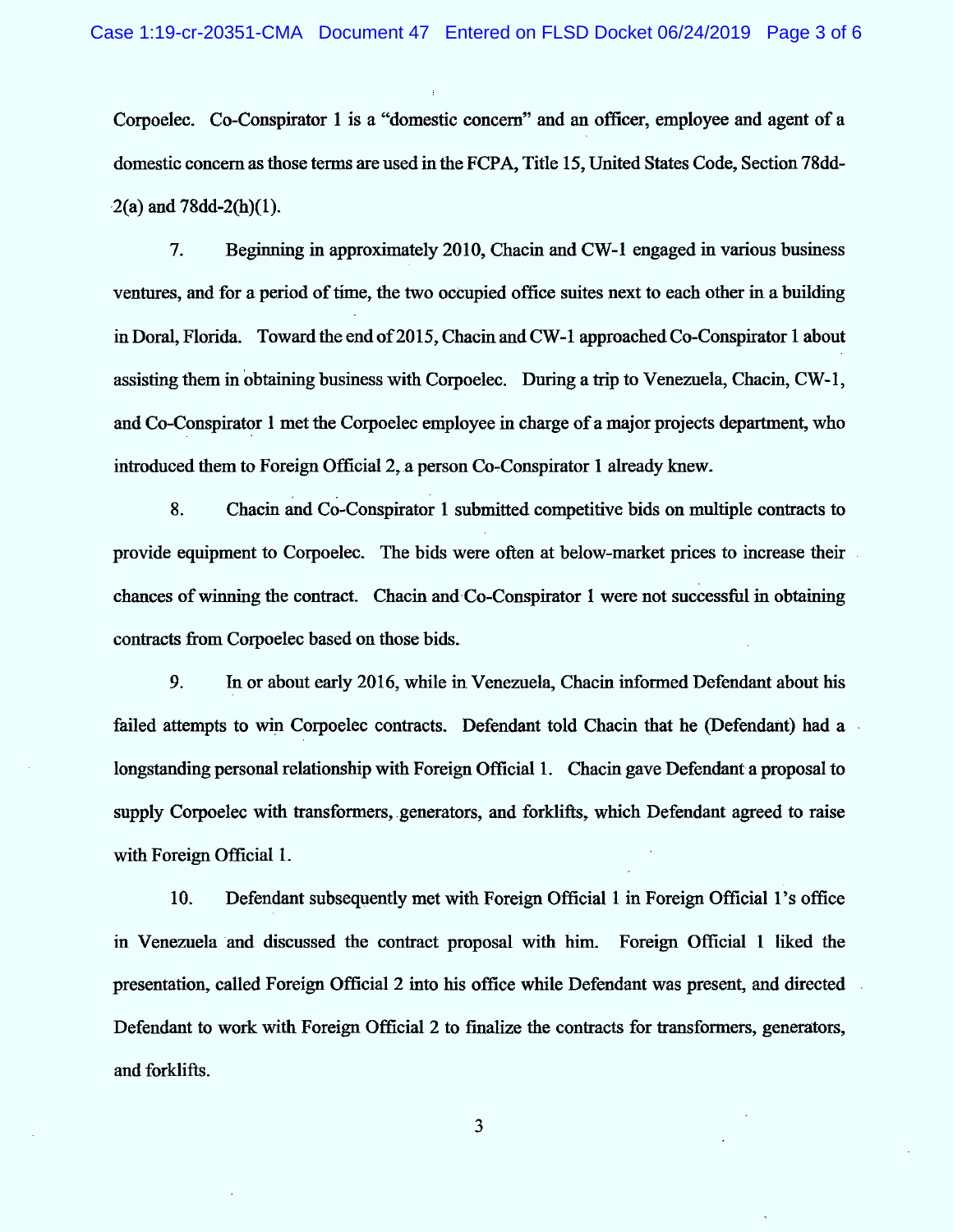Corpoelec. Co-Conspirator 1 is a "domestic concern" and an officer, employee and agent of a domestic concern as those terms are used in the FCPA, Title 15, United States Code, Section 78dd-2(a) and 78dd-2(h)(1).

7. Beginning in approximately 2010, Chacin and CW-1 engaged in various business ventures, and for a period of time, the two occupied office suites next to each other in a building in Doral, Florida. Toward the end of 2015, Chacin and CW-1 approached Co-Conspirator 1 about assisting them in obtaining business with Corpoelec. During a trip to Venezuela, Chacin, CW-1, and Co-Conspirator 1 met the Corpoelec employee in charge of a major projects department, who introduced them to Foreign Official 2, a person Co-Conspirator 1 already knew.

8. Chacin and Co-Conspirator 1 submitted competitive bids on multiple contracts to provide equipment to Corpoelec. The bids were often at below-market prices to increase their chances of winning the contract. Chacin and Co-Conspirator 1 were not successful in obtaining contracts from Corpoelec based on those bids.

9. In or about early 2016, while in Venezuela, Chacin informed Defendant about his failed attempts to win Corpoelec contracts. Defendant told Chacin that he (Defendant) had a longstanding personal relationship with Foreign Official 1. Chacin gave Defendant a proposal to supply Corpoelec with transformers, generators, and forklifts, which Defendant agreed to raise with Foreign Official 1.

10. Defendant subsequently met with Foreign Official 1 in Foreign Official 1's office in Venezuela and discussed the contract proposal with him. Foreign Official 1 liked the presentation, called Foreign Official 2 into his office while Defendant was present, and directed Defendant to work with Foreign Official 2 to finalize the contracts for transformers, generators, and forklifts.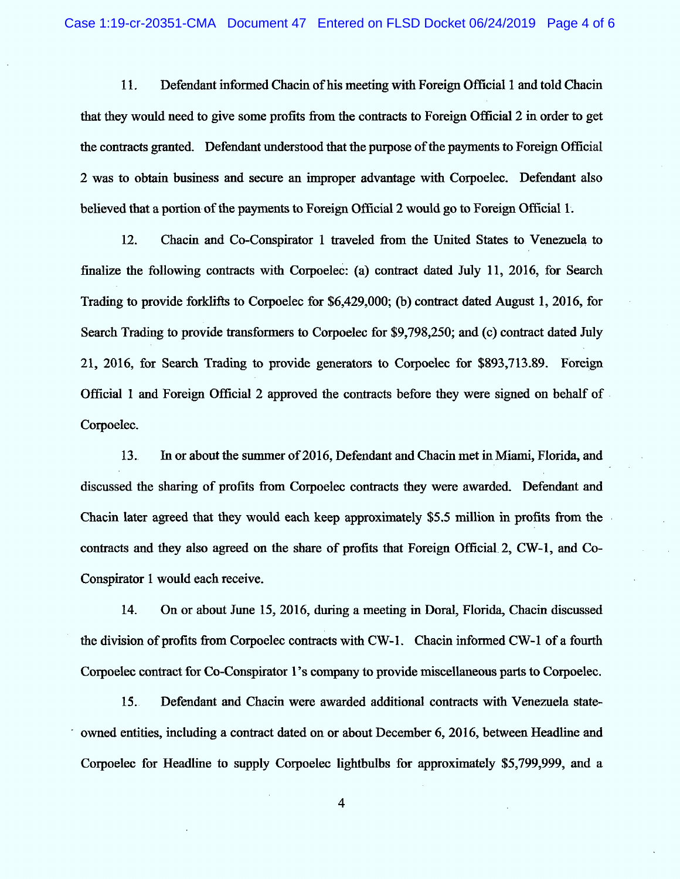11. Defendant informed Chacin of his meeting with Foreign Official 1 and told Chacin that they would need to give some profits from the contracts to Foreign Official 2 in order to get the contracts granted. Defendant understood that the purpose of the payments to Foreign Official 2 was to obtain business and secure an improper advantage with Corpoelec. Defendant also believed that a portion of the payments to Foreign Official 2 would go to Foreign Official 1.

12. Chacin and Co-Conspirator 1 traveled from the United States to Venezuela to finalize the following contracts with Corpoelec: (a) contract dated July 11, 2016, for Search Trading to provide forklifts to Corpoelec for $6,429,000; (b) contract dated August 1, 2016, for Search Trading to provide transformers to Corpoelec for $9,798,250; and (c) contract dated July 21, 2016, for Search Trading to provide generators to Corpoelec for $893,713.89. Foreign Official 1 and Foreign Official 2 approved the contracts before they were signed on behalf of Corpoelec.

13. In or about the summer of 2016, Defendant and Chacin met in Miami, Florida, and discussed the sharing of profits from Corpoelec contracts they were awarded. Defendant and Chacin later agreed that they would each keep approximately $5.5 million in profits from the contracts and they also agreed on the share of profits that Foreign Official 2, CW-1, and Co-Conspirator 1 would each receive.

14. On or about June 15, 2016, during a meeting in Doral, Florida, Chacin discussed the division of profits from Corpoelec contracts with CW-1. Chacin informed CW-1 of a fourth Corpoelec contract for Co-Conspirator 1's company to provide miscellaneous parts to Corpoelec.

15. Defendant and Chacin were awarded additional contracts with Venezuela state-owned entities, including a contract dated on or about December 6, 2016, between Headline and Corpoelec for Headline to supply Corpoelec lightbulbs for approximately $5,799,999, and a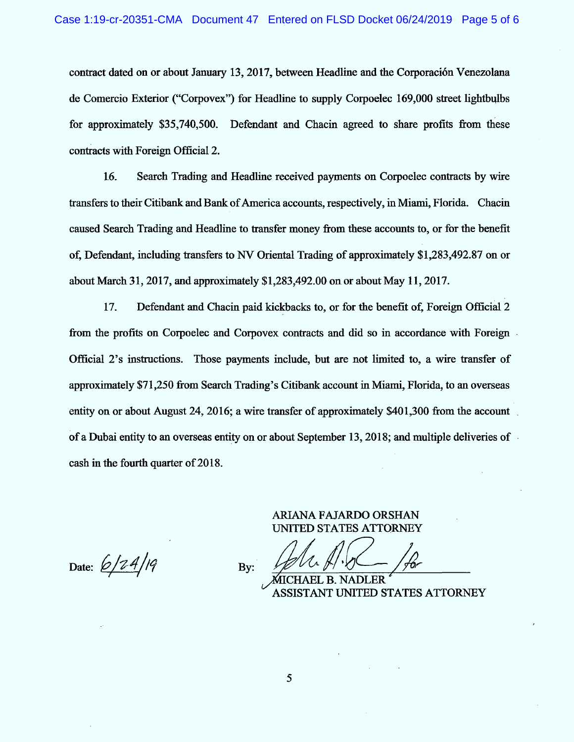contract dated on or about January 13, 2017, between Headline and the Corporación Venezolana de Comercio Exterior ("Corpovex") for Headline to supply Corpoelec 169,000 street lightbulbs for approximately $35,740,500. Defendant and Chacin agreed to share profits from these contracts with Foreign Official 2.

16. Search Trading and Headline received payments on Corpoelec contracts by wire transfers to their Citibank and Bank of America accounts, respectively, in Miami, Florida. Chacin caused Search Trading and Headline to transfer money from these accounts to, or for the benefit of, Defendant, including transfers to NV Oriental Trading of approximately $1,283,492.87 on or about March 31, 2017, and approximately $1,283,492.00 on or about May 11, 2017.

17. Defendant and Chacin paid kickbacks to, or for the benefit of, Foreign Official 2 from the profits on Corpoelec and Corpovex contracts and did so in accordance with Foreign Official 2's instructions. Those payments include, but are not limited to, a wire transfer of approximately $71,250 from Search Trading's Citibank account in Miami, Florida, to an overseas entity on or about August 24, 2016; a wire transfer of approximately $401,300 from the account of a Dubai entity to an overseas entity on or about September 13, 2018; and multiple deliveries of cash in the fourth quarter of 2018.

ARIANA FAJARDO ORSHAN
UNITED STATES ATTORNEY

Date: 6/24/19

By: [signature] /for
MICHAEL B. NADLER
ASSISTANT UNITED STATES ATTORNEY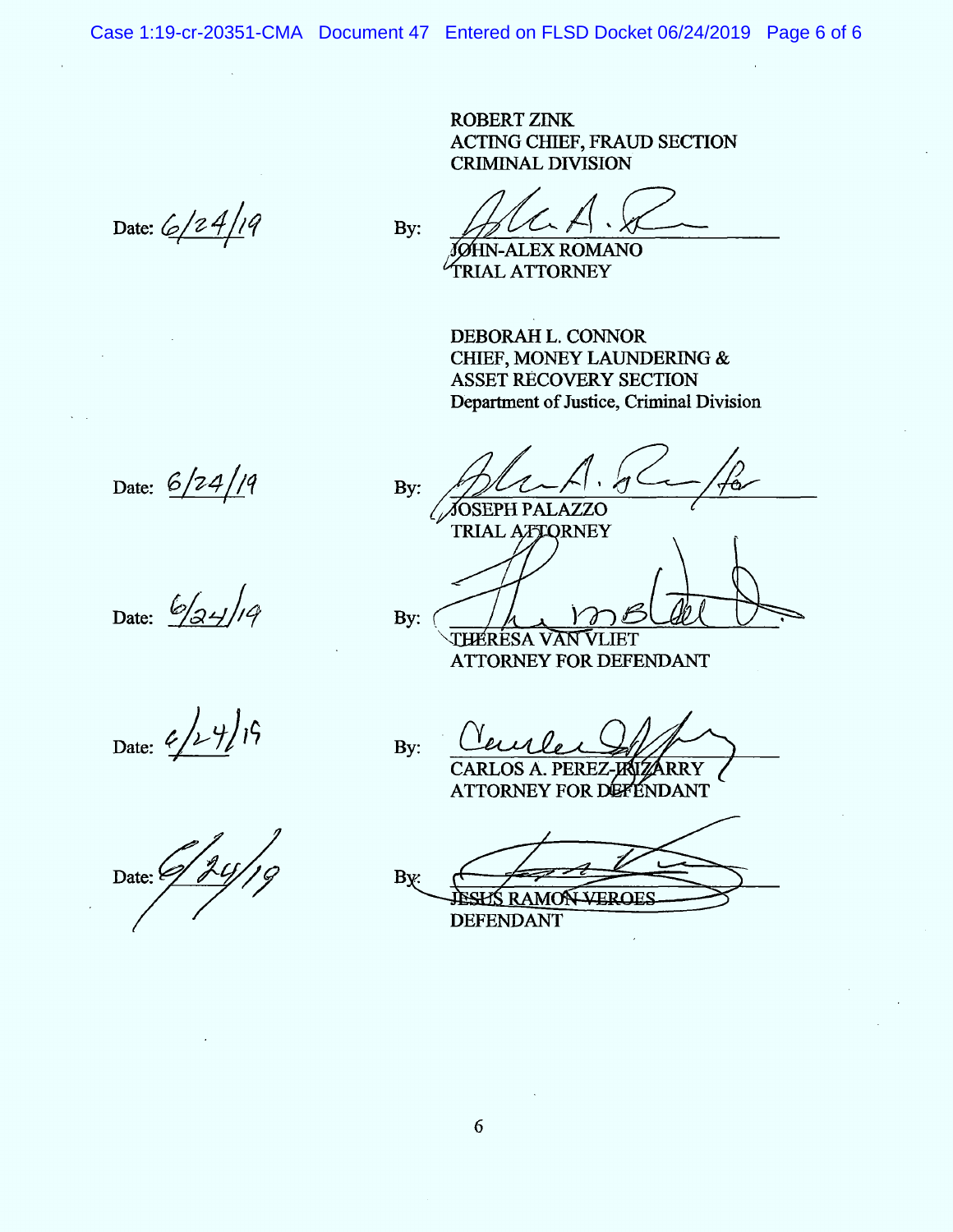ROBERT ZINK
ACTING CHIEF, FRAUD SECTION
CRIMINAL DIVISION

Date: 6/24/19 By: ______________________
JOHN-ALEX ROMANO
TRIAL ATTORNEY

DEBORAH L. CONNOR
CHIEF, MONEY LAUNDERING &
ASSET RECOVERY SECTION
Department of Justice, Criminal Division

Date: 6/24/19 By: ______________________ /for
JOSEPH PALAZZO
TRIAL ATTORNEY

Date: 6/24/19 By: ______________________
THERESA VAN VLIET
ATTORNEY FOR DEFENDANT

Date: 6/24/19 By: ______________________
CARLOS A. PEREZ-IRIZARRY
ATTORNEY FOR DEFENDANT

Date: 6/24/19 By: ______________________
JESUS RAMON VEROES
DEFENDANT